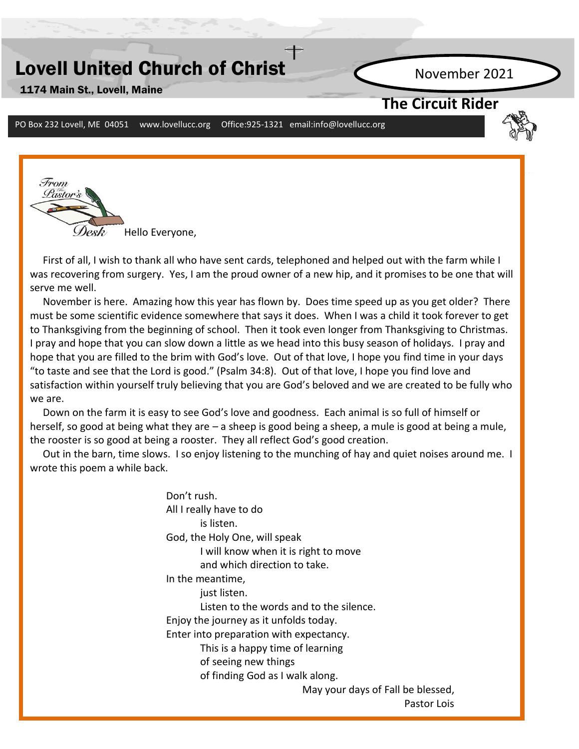# Lovell United Church of Christ

**1174 Main St., Lovell, Maine**

November 2021

## The Circuit Rider

PO Box 232 Lovell, ME 04051 www.lovellucc.org Office:925-1321 email:info@lovellucc.org

### From the Pastor's Desk

Hello Everyone,

First of all, I wish to thank all who have sent cards, telephoned and helped out with the farm while I was recovering from surgery. Yes, I am the proud owner of a new hip, and it promises to be one that will serve me well.

November is here. Amazing how this year has flown by. Does time speed up as you get older? There must be some scientific evidence somewhere that says it does. When I was a child it took forever to get to Thanksgiving from the beginning of school. Then it took even longer from Thanksgiving to Christmas. I pray and hope that you can slow down a little as we head into this busy season of holidays. I pray and hope that you are filled to the brim with God's love. Out of that love, I hope you find time in your days "to taste and see that the Lord is good." (Psalm 34:8). Out of that love, I hope you find love and satisfaction within yourself truly believing that you are God's beloved and we are created to be fully who we are.

Down on the farm it is easy to see God's love and goodness. Each animal is so full of himself or herself, so good at being what they are – a sheep is good being a sheep, a mule is good at being a mule, the rooster is so good at being a rooster. They all reflect God's good creation.

Out in the barn, time slows. I so enjoy listening to the munching of hay and quiet noises around me. I wrote this poem a while back.

Don't rush.  
All I really have to do  
    is listen.  
God, the Holy One, will speak  
    I will know when it is right to move  
    and which direction to take.  
In the meantime,  
    just listen.  
    Listen to the words and to the silence.  
Enjoy the journey as it unfolds today.  
Enter into preparation with expectancy.  
    This is a happy time of learning  
    of seeing new things  
    of finding God as I walk along.

May your days of Fall be blessed,  
Pastor Lois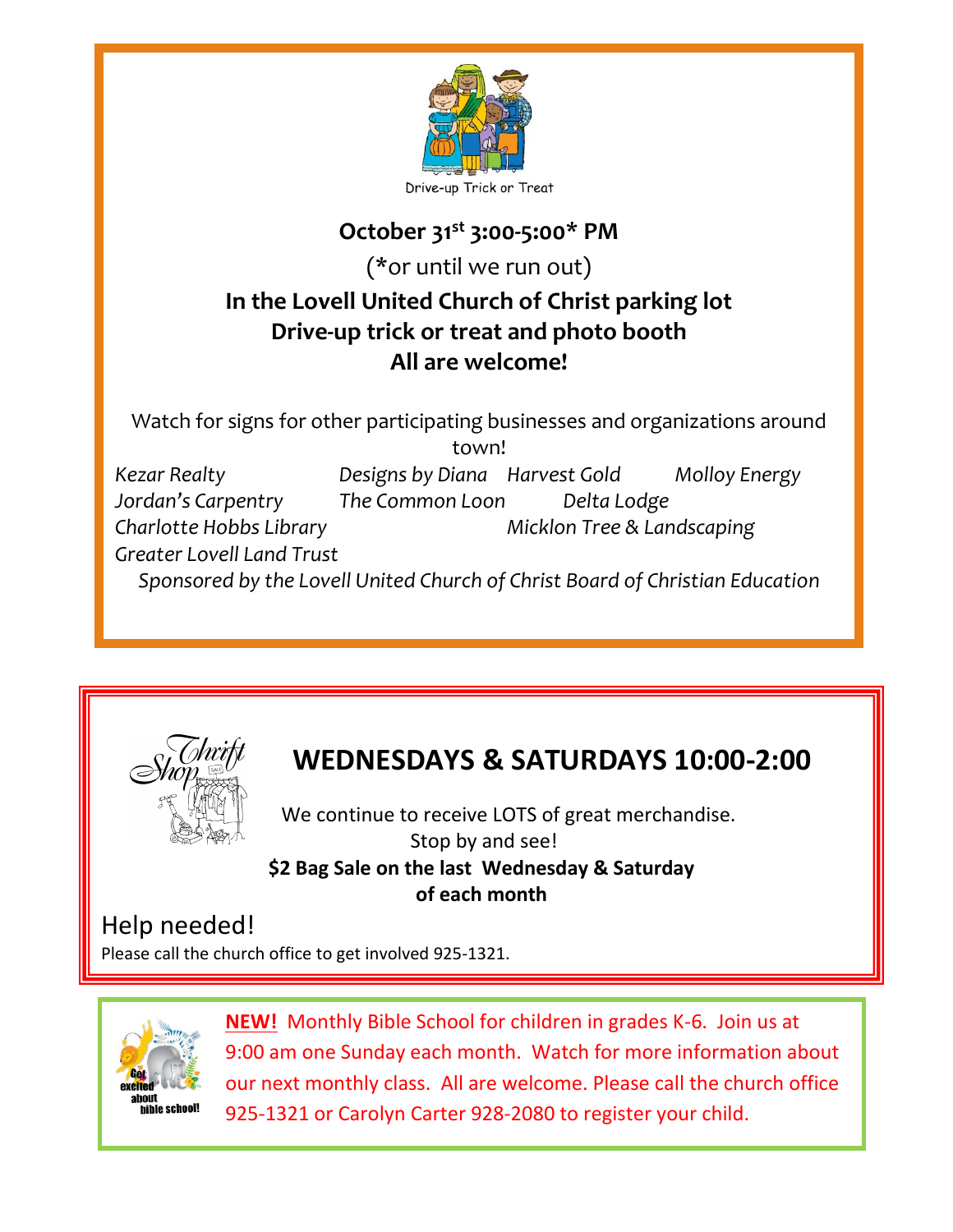Drive-up Trick or Treat

**October 31st 3:00-5:00* PM**

(*or until we run out)

**In the Lovell United Church of Christ parking lot**
**Drive-up trick or treat and photo booth**
**All are welcome!**

Watch for signs for other participating businesses and organizations around town!

*Kezar Realty* | *Designs by Diana* | *Harvest Gold* | *Molloy Energy*
*Jordan's Carpentry* | *The Common Loon* | *Delta Lodge*
*Charlotte Hobbs Library* | *Micklon Tree & Landscaping*
*Greater Lovell Land Trust*

*Sponsored by the Lovell United Church of Christ Board of Christian Education*

---

Thrift Shop

## WEDNESDAYS & SATURDAYS 10:00-2:00

We continue to receive LOTS of great merchandise.
Stop by and see!

**$2 Bag Sale on the last Wednesday & Saturday of each month**

Help needed!

Please call the church office to get involved 925-1321.

---

Get excited about bible school!

**NEW!** Monthly Bible School for children in grades K-6. Join us at 9:00 am one Sunday each month. Watch for more information about our next monthly class. All are welcome. Please call the church office 925-1321 or Carolyn Carter 928-2080 to register your child.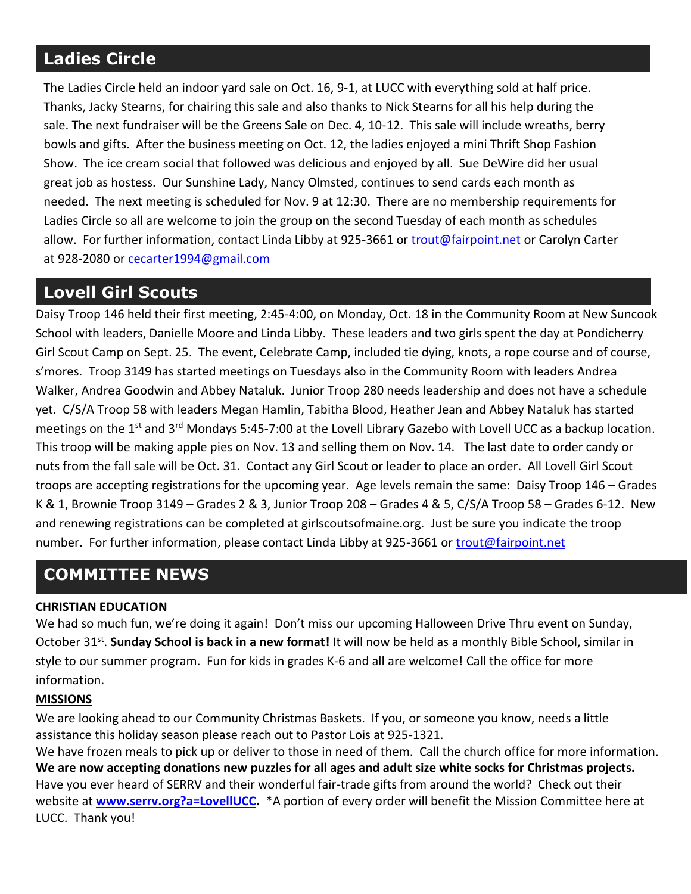## Ladies Circle

The Ladies Circle held an indoor yard sale on Oct. 16, 9-1, at LUCC with everything sold at half price. Thanks, Jacky Stearns, for chairing this sale and also thanks to Nick Stearns for all his help during the sale. The next fundraiser will be the Greens Sale on Dec. 4, 10-12. This sale will include wreaths, berry bowls and gifts. After the business meeting on Oct. 12, the ladies enjoyed a mini Thrift Shop Fashion Show. The ice cream social that followed was delicious and enjoyed by all. Sue DeWire did her usual great job as hostess. Our Sunshine Lady, Nancy Olmsted, continues to send cards each month as needed. The next meeting is scheduled for Nov. 9 at 12:30. There are no membership requirements for Ladies Circle so all are welcome to join the group on the second Tuesday of each month as schedules allow. For further information, contact Linda Libby at 925-3661 or trout@fairpoint.net or Carolyn Carter at 928-2080 or cecarter1994@gmail.com

## Lovell Girl Scouts

Daisy Troop 146 held their first meeting, 2:45-4:00, on Monday, Oct. 18 in the Community Room at New Suncook School with leaders, Danielle Moore and Linda Libby. These leaders and two girls spent the day at Pondicherry Girl Scout Camp on Sept. 25. The event, Celebrate Camp, included tie dying, knots, a rope course and of course, s'mores. Troop 3149 has started meetings on Tuesdays also in the Community Room with leaders Andrea Walker, Andrea Goodwin and Abbey Nataluk. Junior Troop 280 needs leadership and does not have a schedule yet. C/S/A Troop 58 with leaders Megan Hamlin, Tabitha Blood, Heather Jean and Abbey Nataluk has started meetings on the 1st and 3rd Mondays 5:45-7:00 at the Lovell Library Gazebo with Lovell UCC as a backup location. This troop will be making apple pies on Nov. 13 and selling them on Nov. 14. The last date to order candy or nuts from the fall sale will be Oct. 31. Contact any Girl Scout or leader to place an order. All Lovell Girl Scout troops are accepting registrations for the upcoming year. Age levels remain the same: Daisy Troop 146 – Grades K & 1, Brownie Troop 3149 – Grades 2 & 3, Junior Troop 208 – Grades 4 & 5, C/S/A Troop 58 – Grades 6-12. New and renewing registrations can be completed at girlscoutsofmaine.org. Just be sure you indicate the troop number. For further information, please contact Linda Libby at 925-3661 or trout@fairpoint.net

## COMMITTEE NEWS

**CHRISTIAN EDUCATION**

We had so much fun, we're doing it again! Don't miss our upcoming Halloween Drive Thru event on Sunday, October 31st. **Sunday School is back in a new format!** It will now be held as a monthly Bible School, similar in style to our summer program. Fun for kids in grades K-6 and all are welcome! Call the office for more information.

**MISSIONS**

We are looking ahead to our Community Christmas Baskets. If you, or someone you know, needs a little assistance this holiday season please reach out to Pastor Lois at 925-1321.

We have frozen meals to pick up or deliver to those in need of them. Call the church office for more information.

**We are now accepting donations new puzzles for all ages and adult size white socks for Christmas projects.**

Have you ever heard of SERRV and their wonderful fair-trade gifts from around the world? Check out their website at **www.serrv.org?a=LovellUCC.** *A portion of every order will benefit the Mission Committee here at LUCC. Thank you!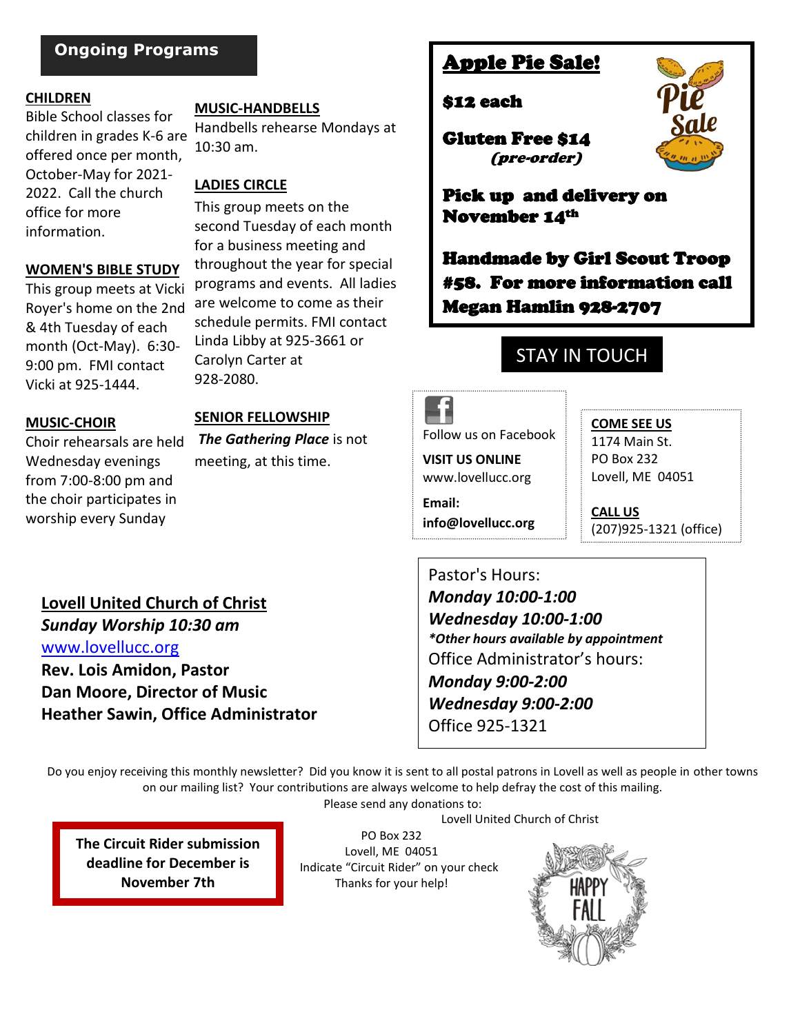## Ongoing Programs

**CHILDREN**

Bible School classes for children in grades K-6 are offered once per month, October-May for 2021-2022. Call the church office for more information.

**WOMEN'S BIBLE STUDY**

This group meets at Vicki Royer's home on the 2nd & 4th Tuesday of each month (Oct-May). 6:30-9:00 pm. FMI contact Vicki at 925-1444.

**MUSIC-CHOIR**

Choir rehearsals are held Wednesday evenings from 7:00-8:00 pm and the choir participates in worship every Sunday

**MUSIC-HANDBELLS**

Handbells rehearse Mondays at 10:30 am.

**LADIES CIRCLE**

This group meets on the second Tuesday of each month for a business meeting and throughout the year for special programs and events. All ladies are welcome to come as their schedule permits. FMI contact Linda Libby at 925-3661 or Carolyn Carter at 928-2080.

**SENIOR FELLOWSHIP**

***The Gathering Place*** is not meeting, at this time.

## Apple Pie Sale!

**$12 each**

**Gluten Free $14** ***(pre-order)***

**Pick up and delivery on November 14th**

**Handmade by Girl Scout Troop #58. For more information call Megan Hamlin 928-2707**

Pie Sale

## STAY IN TOUCH

Follow us on Facebook

**VISIT US ONLINE**
www.lovellucc.org

**Email:**
**info@lovellucc.org**

**COME SEE US**
1174 Main St.
PO Box 232
Lovell, ME 04051

**CALL US**
(207)925-1321 (office)

**Lovell United Church of Christ**
***Sunday Worship 10:30 am***
www.lovellucc.org
**Rev. Lois Amidon, Pastor**
**Dan Moore, Director of Music**
**Heather Sawin, Office Administrator**

Pastor's Hours:
***Monday 10:00-1:00***
***Wednesday 10:00-1:00***
***\*Other hours available by appointment***
Office Administrator's hours:
***Monday 9:00-2:00***
***Wednesday 9:00-2:00***
Office 925-1321

Do you enjoy receiving this monthly newsletter? Did you know it is sent to all postal patrons in Lovell as well as people in other towns on our mailing list? Your contributions are always welcome to help defray the cost of this mailing.

Please send any donations to:
Lovell United Church of Christ
PO Box 232
Lovell, ME 04051
Indicate "Circuit Rider" on your check
Thanks for your help!

**The Circuit Rider submission deadline for December is November 7th**

HAPPY FALL